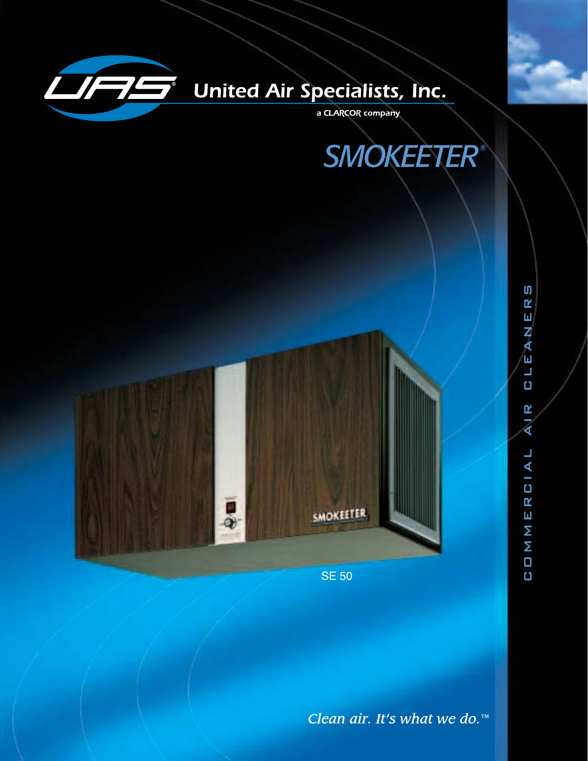UAS® United Air Specialists, Inc.

a CLARCOR company

# SMOKEETER®

SE 50

COMMERCIAL AIR CLEANERS

*Clean air. It's what we do.™*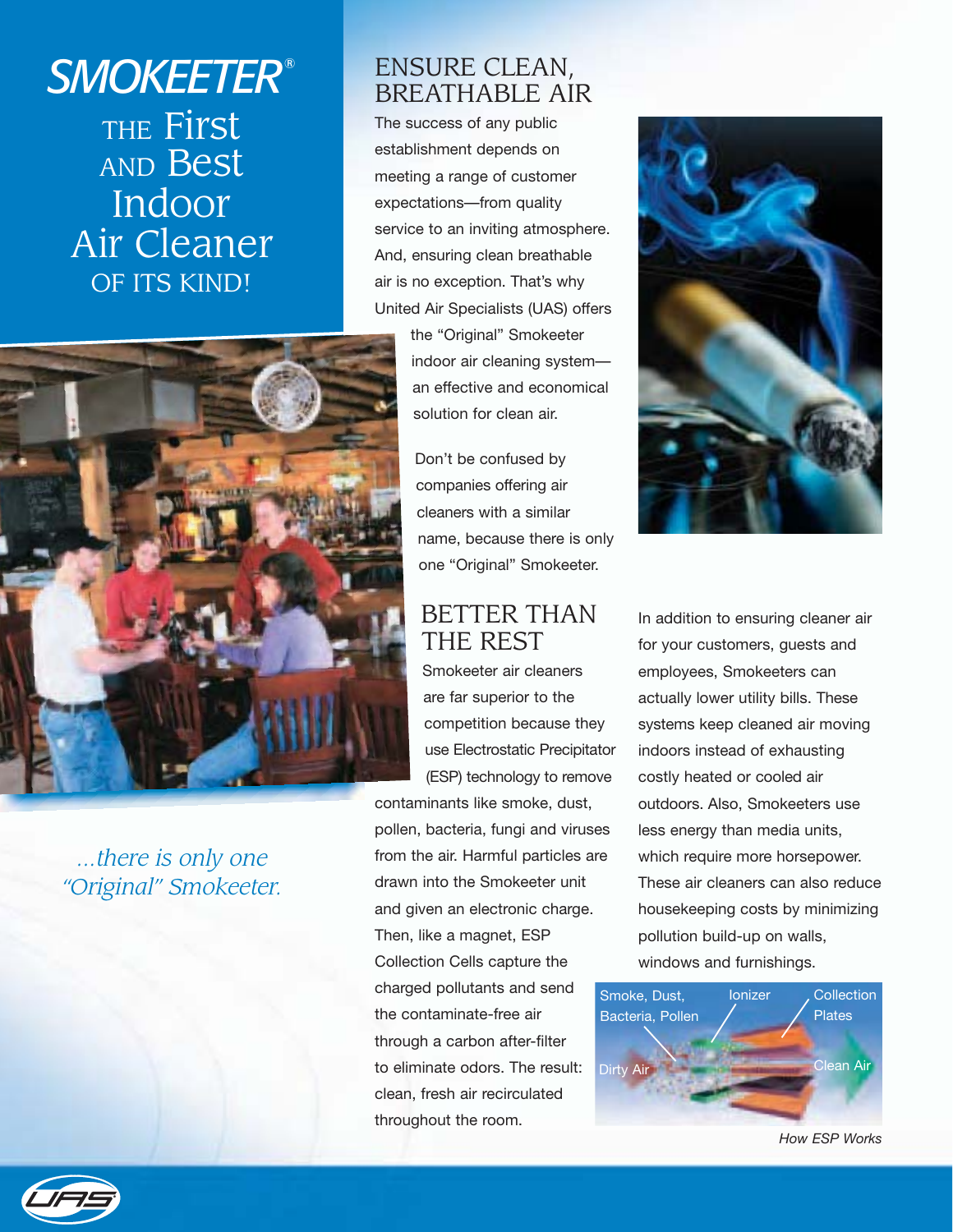# SMOKEETER®

## THE First AND Best Indoor Air Cleaner OF ITS KIND!

*...there is only one "Original" Smokeeter.*

## ENSURE CLEAN, BREATHABLE AIR

The success of any public establishment depends on meeting a range of customer expectations—from quality service to an inviting atmosphere. And, ensuring clean breathable air is no exception. That's why United Air Specialists (UAS) offers the "Original" Smokeeter indoor air cleaning system—an effective and economical solution for clean air.

Don't be confused by companies offering air cleaners with a similar name, because there is only one "Original" Smokeeter.

## BETTER THAN THE REST

Smokeeter air cleaners are far superior to the competition because they use Electrostatic Precipitator (ESP) technology to remove contaminants like smoke, dust, pollen, bacteria, fungi and viruses from the air. Harmful particles are drawn into the Smokeeter unit and given an electronic charge. Then, like a magnet, ESP Collection Cells capture the charged pollutants and send the contaminate-free air through a carbon after-filter to eliminate odors. The result: clean, fresh air recirculated throughout the room.

In addition to ensuring cleaner air for your customers, guests and employees, Smokeeters can actually lower utility bills. These systems keep cleaned air moving indoors instead of exhausting costly heated or cooled air outdoors. Also, Smokeeters use less energy than media units, which require more horsepower. These air cleaners can also reduce housekeeping costs by minimizing pollution build-up on walls, windows and furnishings.

Smoke, Dust, Bacteria, Pollen — Ionizer — Collection Plates — Dirty Air — Clean Air

*How ESP Works*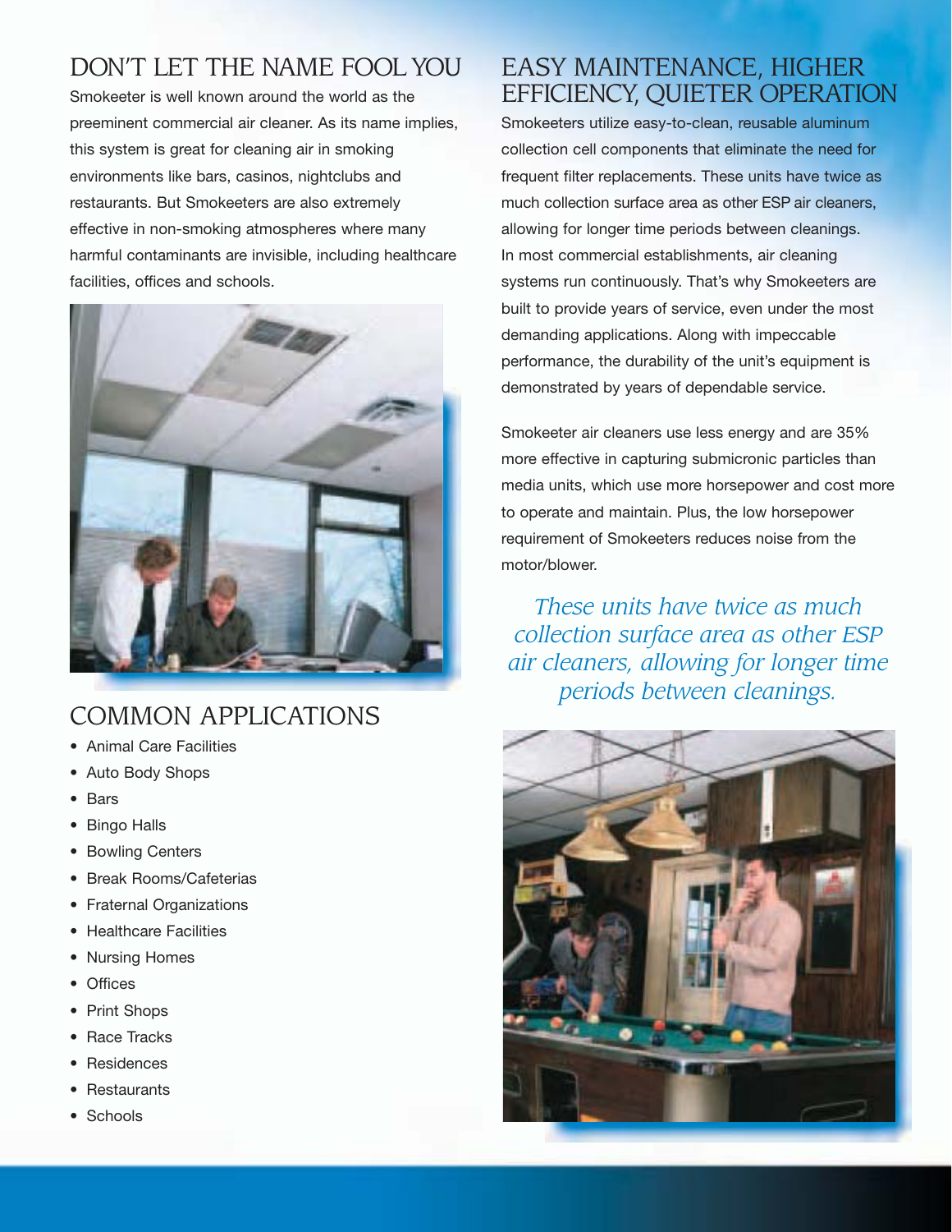## DON'T LET THE NAME FOOL YOU

Smokeeter is well known around the world as the preeminent commercial air cleaner. As its name implies, this system is great for cleaning air in smoking environments like bars, casinos, nightclubs and restaurants. But Smokeeters are also extremely effective in non-smoking atmospheres where many harmful contaminants are invisible, including healthcare facilities, offices and schools.

## COMMON APPLICATIONS

- Animal Care Facilities
- Auto Body Shops
- Bars
- Bingo Halls
- Bowling Centers
- Break Rooms/Cafeterias
- Fraternal Organizations
- Healthcare Facilities
- Nursing Homes
- Offices
- Print Shops
- Race Tracks
- Residences
- Restaurants
- Schools

## EASY MAINTENANCE, HIGHER EFFICIENCY, QUIETER OPERATION

Smokeeters utilize easy-to-clean, reusable aluminum collection cell components that eliminate the need for frequent filter replacements. These units have twice as much collection surface area as other ESP air cleaners, allowing for longer time periods between cleanings. In most commercial establishments, air cleaning systems run continuously. That's why Smokeeters are built to provide years of service, even under the most demanding applications. Along with impeccable performance, the durability of the unit's equipment is demonstrated by years of dependable service.

Smokeeter air cleaners use less energy and are 35% more effective in capturing submicronic particles than media units, which use more horsepower and cost more to operate and maintain. Plus, the low horsepower requirement of Smokeeters reduces noise from the motor/blower.

*These units have twice as much collection surface area as other ESP air cleaners, allowing for longer time periods between cleanings.*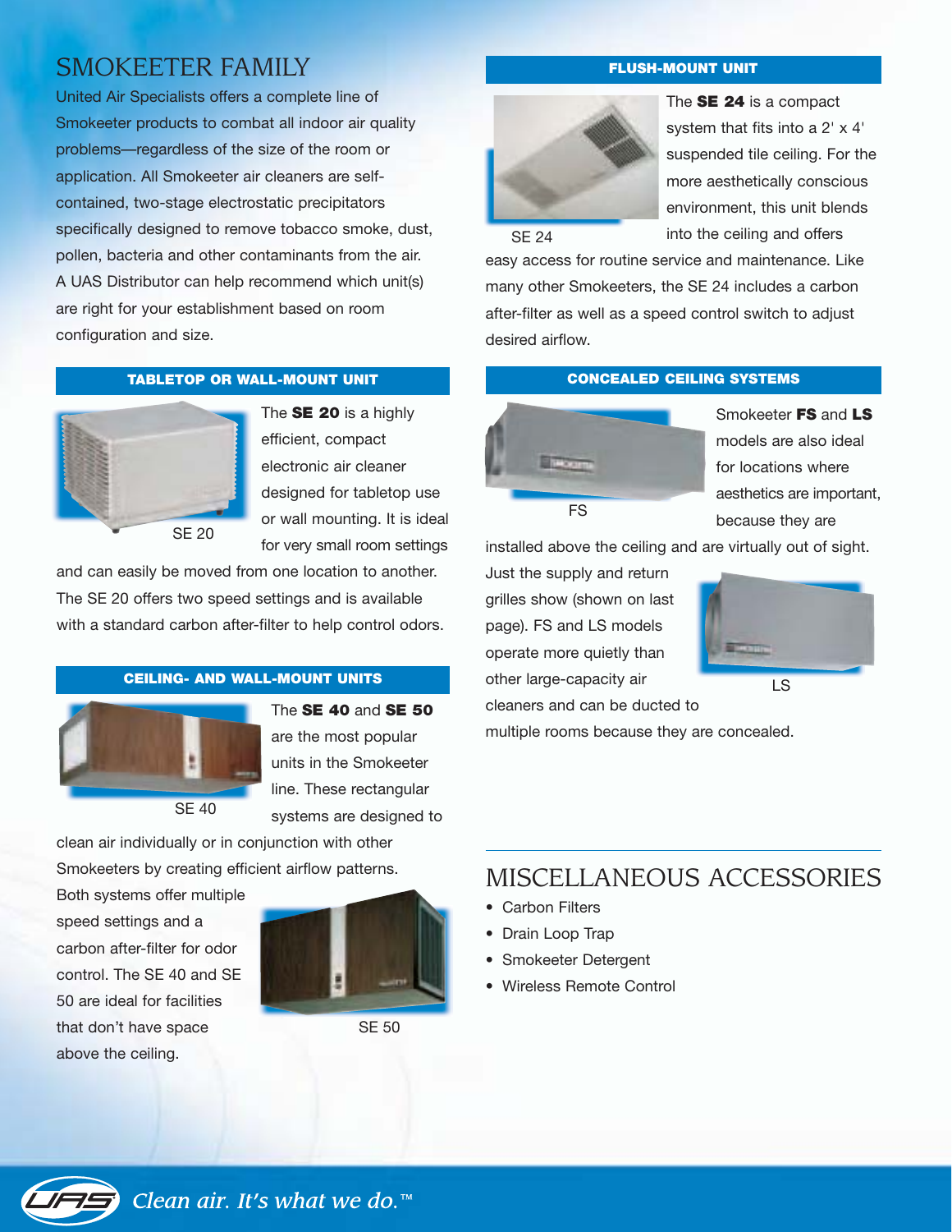# SMOKEETER FAMILY

United Air Specialists offers a complete line of Smokeeter products to combat all indoor air quality problems—regardless of the size of the room or application. All Smokeeter air cleaners are self-contained, two-stage electrostatic precipitators specifically designed to remove tobacco smoke, dust, pollen, bacteria and other contaminants from the air. A UAS Distributor can help recommend which unit(s) are right for your establishment based on room configuration and size.

## TABLETOP OR WALL-MOUNT UNIT

SE 20

The **SE 20** is a highly efficient, compact electronic air cleaner designed for tabletop use or wall mounting. It is ideal for very small room settings and can easily be moved from one location to another. The SE 20 offers two speed settings and is available with a standard carbon after-filter to help control odors.

## CEILING- AND WALL-MOUNT UNITS

SE 40

The **SE 40** and **SE 50** are the most popular units in the Smokeeter line. These rectangular systems are designed to clean air individually or in conjunction with other Smokeeters by creating efficient airflow patterns. Both systems offer multiple speed settings and a carbon after-filter for odor control. The SE 40 and SE 50 are ideal for facilities that don't have space above the ceiling.

SE 50

## FLUSH-MOUNT UNIT

SE 24

The **SE 24** is a compact system that fits into a 2' x 4' suspended tile ceiling. For the more aesthetically conscious environment, this unit blends into the ceiling and offers easy access for routine service and maintenance. Like many other Smokeeters, the SE 24 includes a carbon after-filter as well as a speed control switch to adjust desired airflow.

## CONCEALED CEILING SYSTEMS

FS

Smokeeter **FS** and **LS** models are also ideal for locations where aesthetics are important, because they are installed above the ceiling and are virtually out of sight. Just the supply and return grilles show (shown on last page). FS and LS models operate more quietly than other large-capacity air cleaners and can be ducted to multiple rooms because they are concealed.

LS

# MISCELLANEOUS ACCESSORIES

- Carbon Filters
- Drain Loop Trap
- Smokeeter Detergent
- Wireless Remote Control

*Clean air. It's what we do.*™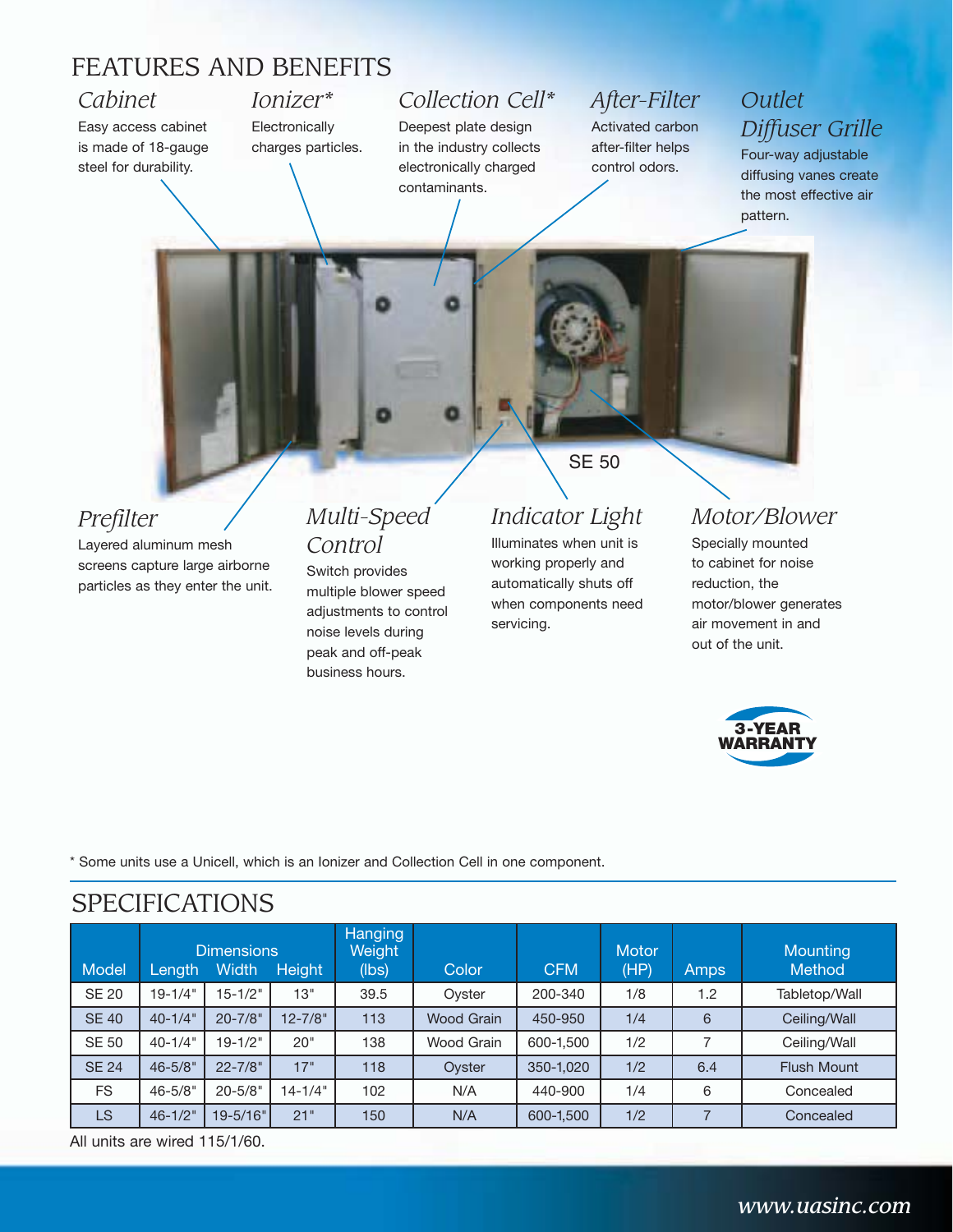# FEATURES AND BENEFITS

### *Cabinet*

Easy access cabinet is made of 18-gauge steel for durability.

### *Ionizer**

Electronically charges particles.

### *Collection Cell**

Deepest plate design in the industry collects electronically charged contaminants.

### *After-Filter*

Activated carbon after-filter helps control odors.

### *Outlet Diffuser Grille*

Four-way adjustable diffusing vanes create the most effective air pattern.

SE 50

### *Prefilter*

Layered aluminum mesh screens capture large airborne particles as they enter the unit.

### *Multi-Speed Control*

Switch provides multiple blower speed adjustments to control noise levels during peak and off-peak business hours.

### *Indicator Light*

Illuminates when unit is working properly and automatically shuts off when components need servicing.

### *Motor/Blower*

Specially mounted to cabinet for noise reduction, the motor/blower generates air movement in and out of the unit.

**3-YEAR WARRANTY**

\* Some units use a Unicell, which is an Ionizer and Collection Cell in one component.

# SPECIFICATIONS

| Model | Dimensions Length | Width | Height | Hanging Weight (lbs) | Color | CFM | Motor (HP) | Amps | Mounting Method |
|---|---|---|---|---|---|---|---|---|---|
| SE 20 | 19-1/4" | 15-1/2" | 13" | 39.5 | Oyster | 200-340 | 1/8 | 1.2 | Tabletop/Wall |
| SE 40 | 40-1/4" | 20-7/8" | 12-7/8" | 113 | Wood Grain | 450-950 | 1/4 | 6 | Ceiling/Wall |
| SE 50 | 40-1/4" | 19-1/2" | 20" | 138 | Wood Grain | 600-1,500 | 1/2 | 7 | Ceiling/Wall |
| SE 24 | 46-5/8" | 22-7/8" | 17" | 118 | Oyster | 350-1,020 | 1/2 | 6.4 | Flush Mount |
| FS | 46-5/8" | 20-5/8" | 14-1/4" | 102 | N/A | 440-900 | 1/4 | 6 | Concealed |
| LS | 46-1/2" | 19-5/16" | 21" | 150 | N/A | 600-1,500 | 1/2 | 7 | Concealed |

All units are wired 115/1/60.

*www.uasinc.com*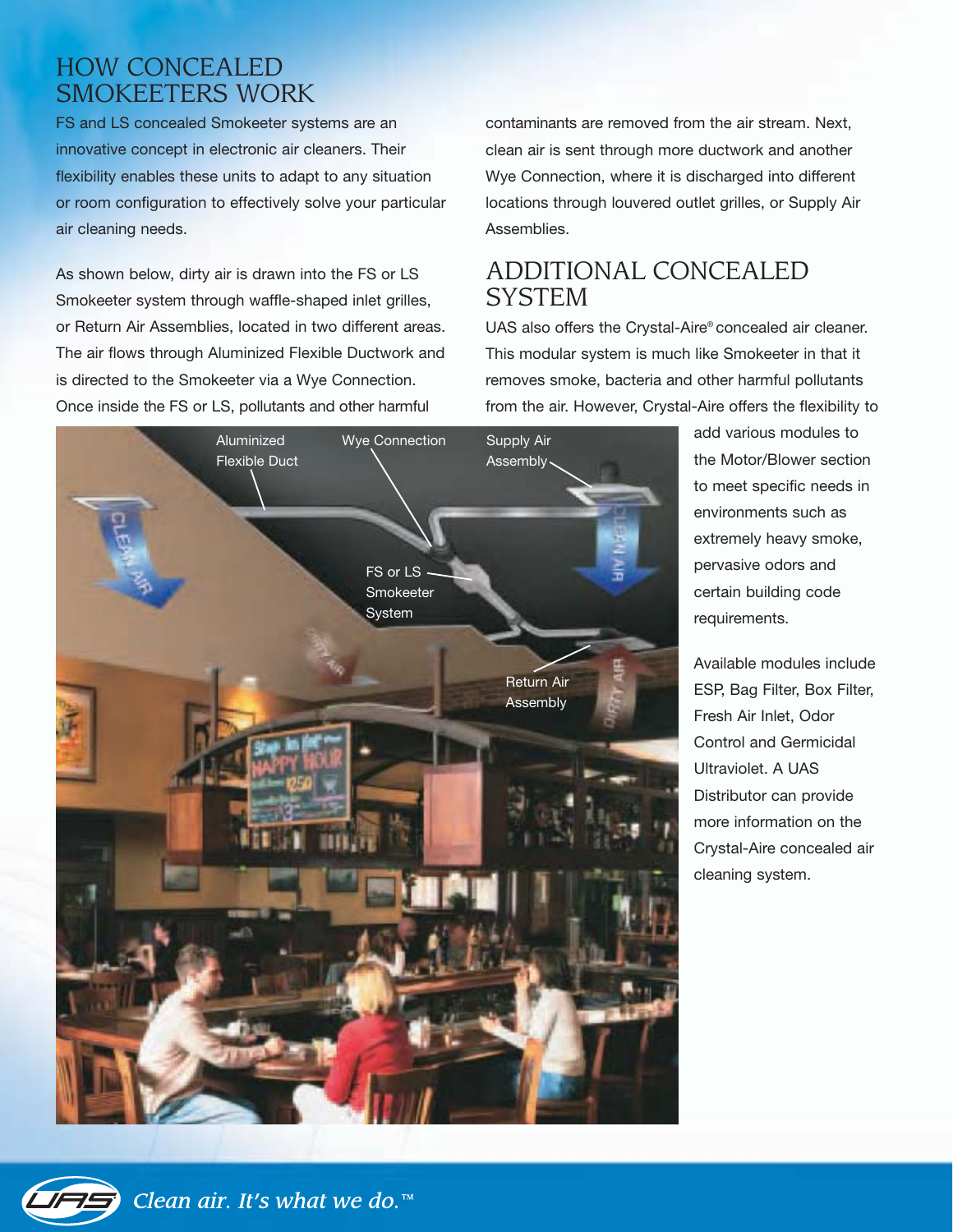## HOW CONCEALED SMOKEETERS WORK

FS and LS concealed Smokeeter systems are an innovative concept in electronic air cleaners. Their flexibility enables these units to adapt to any situation or room configuration to effectively solve your particular air cleaning needs.

As shown below, dirty air is drawn into the FS or LS Smokeeter system through waffle-shaped inlet grilles, or Return Air Assemblies, located in two different areas. The air flows through Aluminized Flexible Ductwork and is directed to the Smokeeter via a Wye Connection. Once inside the FS or LS, pollutants and other harmful contaminants are removed from the air stream. Next, clean air is sent through more ductwork and another Wye Connection, where it is discharged into different locations through louvered outlet grilles, or Supply Air Assemblies.

## ADDITIONAL CONCEALED SYSTEM

UAS also offers the Crystal-Aire® concealed air cleaner. This modular system is much like Smokeeter in that it removes smoke, bacteria and other harmful pollutants from the air. However, Crystal-Aire offers the flexibility to add various modules to the Motor/Blower section to meet specific needs in environments such as extremely heavy smoke, pervasive odors and certain building code requirements.

Available modules include ESP, Bag Filter, Box Filter, Fresh Air Inlet, Odor Control and Germicidal Ultraviolet. A UAS Distributor can provide more information on the Crystal-Aire concealed air cleaning system.

Aluminized Flexible Duct — Wye Connection — Supply Air Assembly — FS or LS Smokeeter System — Return Air Assembly

*Clean air. It's what we do.*™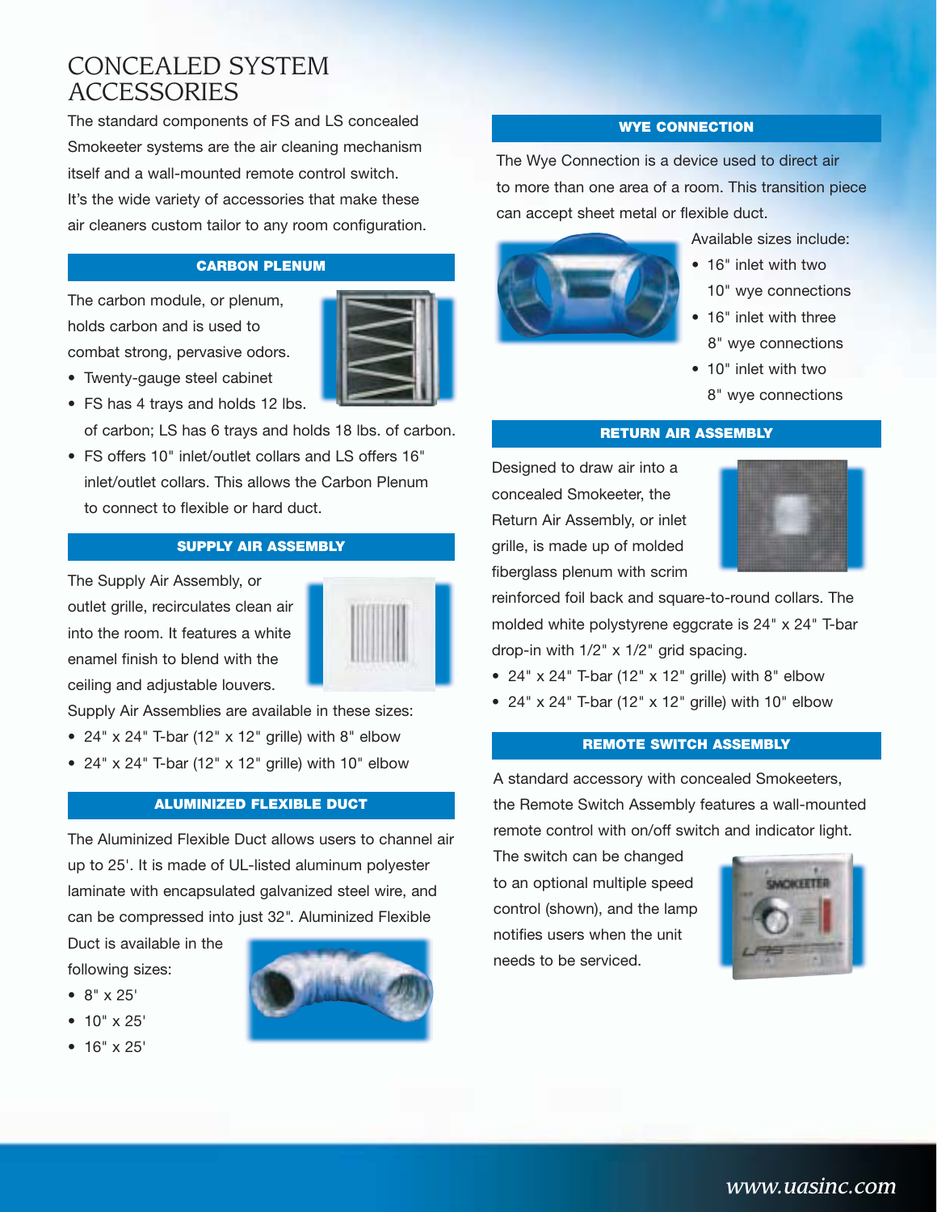# CONCEALED SYSTEM ACCESSORIES

The standard components of FS and LS concealed Smokeeter systems are the air cleaning mechanism itself and a wall-mounted remote control switch. It's the wide variety of accessories that make these air cleaners custom tailor to any room configuration.

## CARBON PLENUM

The carbon module, or plenum, holds carbon and is used to combat strong, pervasive odors.

- Twenty-gauge steel cabinet
- FS has 4 trays and holds 12 lbs. of carbon; LS has 6 trays and holds 18 lbs. of carbon.
- FS offers 10" inlet/outlet collars and LS offers 16" inlet/outlet collars. This allows the Carbon Plenum to connect to flexible or hard duct.

## SUPPLY AIR ASSEMBLY

The Supply Air Assembly, or outlet grille, recirculates clean air into the room. It features a white enamel finish to blend with the ceiling and adjustable louvers.

Supply Air Assemblies are available in these sizes:

- 24" x 24" T-bar (12" x 12" grille) with 8" elbow
- 24" x 24" T-bar (12" x 12" grille) with 10" elbow

## ALUMINIZED FLEXIBLE DUCT

The Aluminized Flexible Duct allows users to channel air up to 25'. It is made of UL-listed aluminum polyester laminate with encapsulated galvanized steel wire, and can be compressed into just 32". Aluminized Flexible Duct is available in the following sizes:

- 8" x 25'
- 10" x 25'
- 16" x 25'

## WYE CONNECTION

The Wye Connection is a device used to direct air to more than one area of a room. This transition piece can accept sheet metal or flexible duct.

Available sizes include:

- 16" inlet with two 10" wye connections
- 16" inlet with three 8" wye connections
- 10" inlet with two 8" wye connections

## RETURN AIR ASSEMBLY

Designed to draw air into a concealed Smokeeter, the Return Air Assembly, or inlet grille, is made up of molded fiberglass plenum with scrim reinforced foil back and square-to-round collars. The molded white polystyrene eggcrate is 24" x 24" T-bar drop-in with 1/2" x 1/2" grid spacing.

- 24" x 24" T-bar (12" x 12" grille) with 8" elbow
- 24" x 24" T-bar (12" x 12" grille) with 10" elbow

## REMOTE SWITCH ASSEMBLY

A standard accessory with concealed Smokeeters, the Remote Switch Assembly features a wall-mounted remote control with on/off switch and indicator light. The switch can be changed to an optional multiple speed control (shown), and the lamp notifies users when the unit needs to be serviced.

*www.uasinc.com*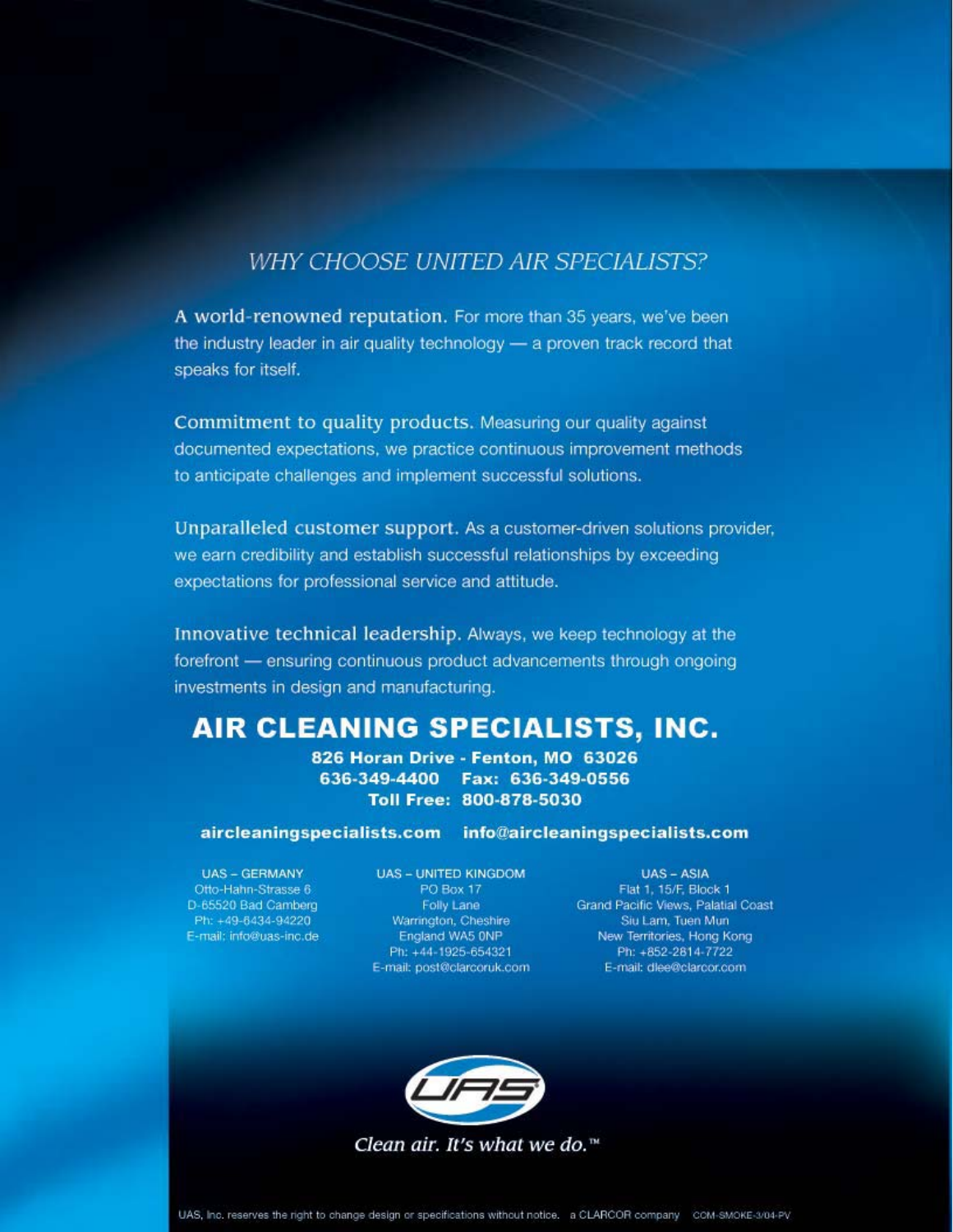## WHY CHOOSE UNITED AIR SPECIALISTS?

**A world-renowned reputation.** For more than 35 years, we've been the industry leader in air quality technology — a proven track record that speaks for itself.

**Commitment to quality products.** Measuring our quality against documented expectations, we practice continuous improvement methods to anticipate challenges and implement successful solutions.

**Unparalleled customer support.** As a customer-driven solutions provider, we earn credibility and establish successful relationships by exceeding expectations for professional service and attitude.

**Innovative technical leadership.** Always, we keep technology at the forefront — ensuring continuous product advancements through ongoing investments in design and manufacturing.

# AIR CLEANING SPECIALISTS, INC.

**826 Horan Drive - Fenton, MO 63026**
**636-349-4400 Fax: 636-349-0556**
**Toll Free: 800-878-5030**

**aircleaningspecialists.com info@aircleaningspecialists.com**

UAS – GERMANY
Otto-Hahn-Strasse 6
D-65520 Bad Camberg
Ph: +49-6434-94220
E-mail: info@uas-inc.de

UAS – UNITED KINGDOM
PO Box 17
Folly Lane
Warrington, Cheshire
England WA5 0NP
Ph: +44-1925-654321
E-mail: post@clarcoruk.com

UAS – ASIA
Flat 1, 15/F, Block 1
Grand Pacific Views, Palatial Coast
Siu Lam, Tuen Mun
New Territories, Hong Kong
Ph: +852-2814-7722
E-mail: dlee@clarcor.com

UAS

*Clean air. It's what we do.*™

UAS, Inc. reserves the right to change design or specifications without notice. a CLARCOR company COM-SMOKE-3/04-PV